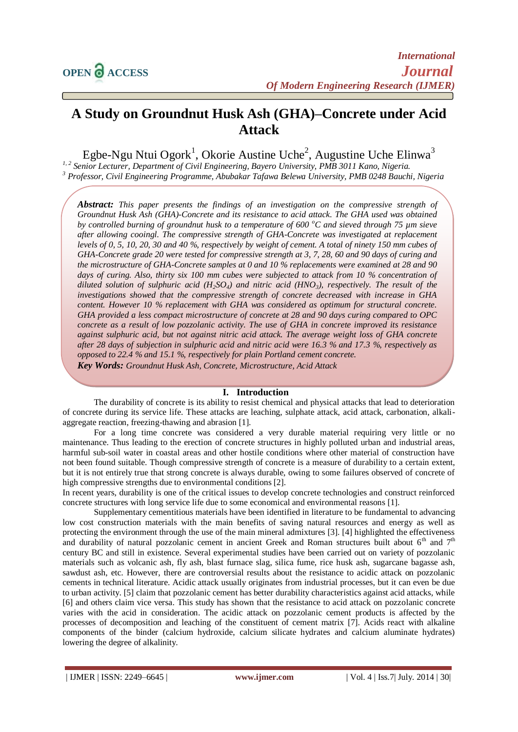# A Study on Groundnut Husk Ash (GHA)–Concrete under Acid Attack

Egbe-Ngu Ntui Ogork[1], Okorie Austine Uche[2], Augustine Uche Elinwa[3]

[1, 2] Senior Lecturer, Department of Civil Engineering, Bayero University, PMB 3011 Kano, Nigeria.
[3] Professor, Civil Engineering Programme, Abubakar Tafawa Belewa University, PMB 0248 Bauchi, Nigeria

***Abstract:*** *This paper presents the findings of an investigation on the compressive strength of Groundnut Husk Ash (GHA)-Concrete and its resistance to acid attack. The GHA used was obtained by controlled burning of groundnut husk to a temperature of 600 °C and sieved through 75 µm sieve after allowing cooingl. The compressive strength of GHA-Concrete was investigated at replacement levels of 0, 5, 10, 20, 30 and 40 %, respectively by weight of cement. A total of ninety 150 mm cubes of GHA-Concrete grade 20 were tested for compressive strength at 3, 7, 28, 60 and 90 days of curing and the microstructure of GHA-Concrete samples at 0 and 10 % replacements were examined at 28 and 90 days of curing. Also, thirty six 100 mm cubes were subjected to attack from 10 % concentration of diluted solution of sulphuric acid ($H_2SO_4$) and nitric acid ($HNO_3$), respectively. The result of the investigations showed that the compressive strength of concrete decreased with increase in GHA content. However 10 % replacement with GHA was considered as optimum for structural concrete. GHA provided a less compact microstructure of concrete at 28 and 90 days curing compared to OPC concrete as a result of low pozzolanic activity. The use of GHA in concrete improved its resistance against sulphuric acid, but not against nitric acid attack. The average weight loss of GHA concrete after 28 days of subjection in sulphuric acid and nitric acid were 16.3 % and 17.3 %, respectively as opposed to 22.4 % and 15.1 %, respectively for plain Portland cement concrete.*

***Key Words:*** *Groundnut Husk Ash, Concrete, Microstructure, Acid Attack*

## I. Introduction

The durability of concrete is its ability to resist chemical and physical attacks that lead to deterioration of concrete during its service life. These attacks are leaching, sulphate attack, acid attack, carbonation, alkali-aggregate reaction, freezing-thawing and abrasion [1].

For a long time concrete was considered a very durable material requiring very little or no maintenance. Thus leading to the erection of concrete structures in highly polluted urban and industrial areas, harmful sub-soil water in coastal areas and other hostile conditions where other material of construction have not been found suitable. Though compressive strength of concrete is a measure of durability to a certain extent, but it is not entirely true that strong concrete is always durable, owing to some failures observed of concrete of high compressive strengths due to environmental conditions [2].

In recent years, durability is one of the critical issues to develop concrete technologies and construct reinforced concrete structures with long service life due to some economical and environmental reasons [1].

Supplementary cementitious materials have been identified in literature to be fundamental to advancing low cost construction materials with the main benefits of saving natural resources and energy as well as protecting the environment through the use of the main mineral admixtures [3]. [4] highlighted the effectiveness and durability of natural pozzolanic cement in ancient Greek and Roman structures built about 6th and 7th century BC and still in existence. Several experimental studies have been carried out on variety of pozzolanic materials such as volcanic ash, fly ash, blast furnace slag, silica fume, rice husk ash, sugarcane bagasse ash, sawdust ash, etc. However, there are controversial results about the resistance to acidic attack on pozzolanic cements in technical literature. Acidic attack usually originates from industrial processes, but it can even be due to urban activity. [5] claim that pozzolanic cement has better durability characteristics against acid attacks, while [6] and others claim vice versa. This study has shown that the resistance to acid attack on pozzolanic concrete varies with the acid in consideration. The acidic attack on pozzolanic cement products is affected by the processes of decomposition and leaching of the constituent of cement matrix [7]. Acids react with alkaline components of the binder (calcium hydroxide, calcium silicate hydrates and calcium aluminate hydrates) lowering the degree of alkalinity.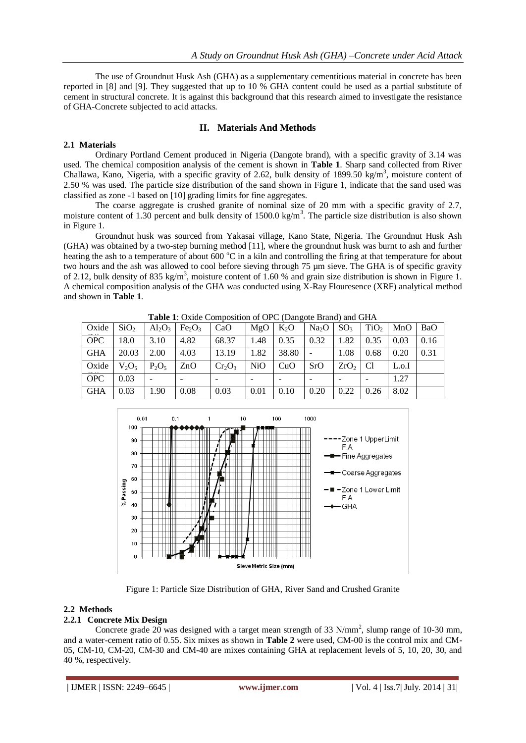The use of Groundnut Husk Ash (GHA) as a supplementary cementitious material in concrete has been reported in [8] and [9]. They suggested that up to 10 % GHA content could be used as a partial substitute of cement in structural concrete. It is against this background that this research aimed to investigate the resistance of GHA-Concrete subjected to acid attacks.

## II. Materials And Methods

### 2.1 Materials

Ordinary Portland Cement produced in Nigeria (Dangote brand), with a specific gravity of 3.14 was used. The chemical composition analysis of the cement is shown in **Table 1**. Sharp sand collected from River Challawa, Kano, Nigeria, with a specific gravity of 2.62, bulk density of 1899.50 kg/m$^3$, moisture content of 2.50 % was used. The particle size distribution of the sand shown in Figure 1, indicate that the sand used was classified as zone -1 based on [10] grading limits for fine aggregates.

The coarse aggregate is crushed granite of nominal size of 20 mm with a specific gravity of 2.7, moisture content of 1.30 percent and bulk density of 1500.0 kg/m$^3$. The particle size distribution is also shown in Figure 1.

Groundnut husk was sourced from Yakasai village, Kano State, Nigeria. The Groundnut Husk Ash (GHA) was obtained by a two-step burning method [11], where the groundnut husk was burnt to ash and further heating the ash to a temperature of about 600 $^oC$ in a kiln and controlling the firing at that temperature for about two hours and the ash was allowed to cool before sieving through 75 µm sieve. The GHA is of specific gravity of 2.12, bulk density of 835 kg/m$^3$, moisture content of 1.60 % and grain size distribution is shown in Figure 1. A chemical composition analysis of the GHA was conducted using X-Ray Flouresence (XRF) analytical method and shown in **Table 1**.

**Table 1**: Oxide Composition of OPC (Dangote Brand) and GHA

| Oxide | $SiO_2$ | $Al_2O_3$ | $Fe_2O_3$ | CaO | MgO | $K_2O$ | $Na_2O$ | $SO_3$ | $TiO_2$ | MnO | BaO |
|---|---|---|---|---|---|---|---|---|---|---|---|
| OPC | 18.0 | 3.10 | 4.82 | 68.37 | 1.48 | 0.35 | 0.32 | 1.82 | 0.35 | 0.03 | 0.16 |
| GHA | 20.03 | 2.00 | 4.03 | 13.19 | 1.82 | 38.80 | - | 1.08 | 0.68 | 0.20 | 0.31 |
| Oxide | $V_2O_5$ | $P_2O_5$ | ZnO | $Cr_2O_3$ | NiO | CuO | SrO | $ZrO_2$ | Cl | L.o.I | |
| OPC | 0.03 | - | - | - | - | - | - | - | - | 1.27 | |
| GHA | 0.03 | 1.90 | 0.08 | 0.03 | 0.01 | 0.10 | 0.20 | 0.22 | 0.26 | 8.02 | |

Figure 1: Particle Size Distribution of GHA, River Sand and Crushed Granite

### 2.2 Methods

#### 2.2.1 Concrete Mix Design

Concrete grade 20 was designed with a target mean strength of 33 N/mm$^2$, slump range of 10-30 mm, and a water-cement ratio of 0.55. Six mixes as shown in **Table 2** were used, CM-00 is the control mix and CM-05, CM-10, CM-20, CM-30 and CM-40 are mixes containing GHA at replacement levels of 5, 10, 20, 30, and 40 %, respectively.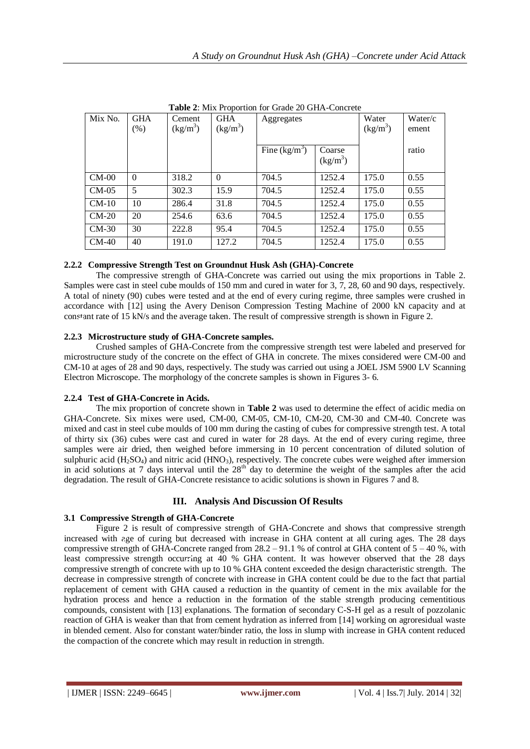**Table 2**: Mix Proportion for Grade 20 GHA-Concrete

| Mix No. | GHA (%) | Cement ($kg/m^3$) | GHA ($kg/m^3$) | Aggregates | | Water ($kg/m^3$) | Water/cement |
|---|---|---|---|---|---|---|---|
| | | | | Fine ($kg/m^3$) | Coarse ($kg/m^3$) | | ratio |
| CM-00 | 0 | 318.2 | 0 | 704.5 | 1252.4 | 175.0 | 0.55 |
| CM-05 | 5 | 302.3 | 15.9 | 704.5 | 1252.4 | 175.0 | 0.55 |
| CM-10 | 10 | 286.4 | 31.8 | 704.5 | 1252.4 | 175.0 | 0.55 |
| CM-20 | 20 | 254.6 | 63.6 | 704.5 | 1252.4 | 175.0 | 0.55 |
| CM-30 | 30 | 222.8 | 95.4 | 704.5 | 1252.4 | 175.0 | 0.55 |
| CM-40 | 40 | 191.0 | 127.2 | 704.5 | 1252.4 | 175.0 | 0.55 |

### 2.2.2 Compressive Strength Test on Groundnut Husk Ash (GHA)-Concrete

The compressive strength of GHA-Concrete was carried out using the mix proportions in Table 2. Samples were cast in steel cube moulds of 150 mm and cured in water for 3, 7, 28, 60 and 90 days, respectively. A total of ninety (90) cubes were tested and at the end of every curing regime, three samples were crushed in accordance with [12] using the Avery Denison Compression Testing Machine of 2000 kN capacity and at constant rate of 15 kN/s and the average taken. The result of compressive strength is shown in Figure 2.

### 2.2.3 Microstructure study of GHA-Concrete samples.

Crushed samples of GHA-Concrete from the compressive strength test were labeled and preserved for microstructure study of the concrete on the effect of GHA in concrete. The mixes considered were CM-00 and CM-10 at ages of 28 and 90 days, respectively. The study was carried out using a JOEL JSM 5900 LV Scanning Electron Microscope. The morphology of the concrete samples is shown in Figures 3- 6.

### 2.2.4 Test of GHA-Concrete in Acids.

The mix proportion of concrete shown in **Table 2** was used to determine the effect of acidic media on GHA-Concrete. Six mixes were used, CM-00, CM-05, CM-10, CM-20, CM-30 and CM-40. Concrete was mixed and cast in steel cube moulds of 100 mm during the casting of cubes for compressive strength test. A total of thirty six (36) cubes were cast and cured in water for 28 days. At the end of every curing regime, three samples were air dried, then weighed before immersing in 10 percent concentration of diluted solution of sulphuric acid ($H_2SO_4$) and nitric acid ($HNO_3$), respectively. The concrete cubes were weighed after immersion in acid solutions at 7 days interval until the 28$^{th}$ day to determine the weight of the samples after the acid degradation. The result of GHA-Concrete resistance to acidic solutions is shown in Figures 7 and 8.

## III. Analysis And Discussion Of Results

### 3.1 Compressive Strength of GHA-Concrete

Figure 2 is result of compressive strength of GHA-Concrete and shows that compressive strength increased with age of curing but decreased with increase in GHA content at all curing ages. The 28 days compressive strength of GHA-Concrete ranged from 28.2 – 91.1 % of control at GHA content of 5 – 40 %, with least compressive strength occurring at 40 % GHA content. It was however observed that the 28 days compressive strength of concrete with up to 10 % GHA content exceeded the design characteristic strength. The decrease in compressive strength of concrete with increase in GHA content could be due to the fact that partial replacement of cement with GHA caused a reduction in the quantity of cement in the mix available for the hydration process and hence a reduction in the formation of the stable strength producing cementitious compounds, consistent with [13] explanations. The formation of secondary C-S-H gel as a result of pozzolanic reaction of GHA is weaker than that from cement hydration as inferred from [14] working on agroresidual waste in blended cement. Also for constant water/binder ratio, the loss in slump with increase in GHA content reduced the compaction of the concrete which may result in reduction in strength.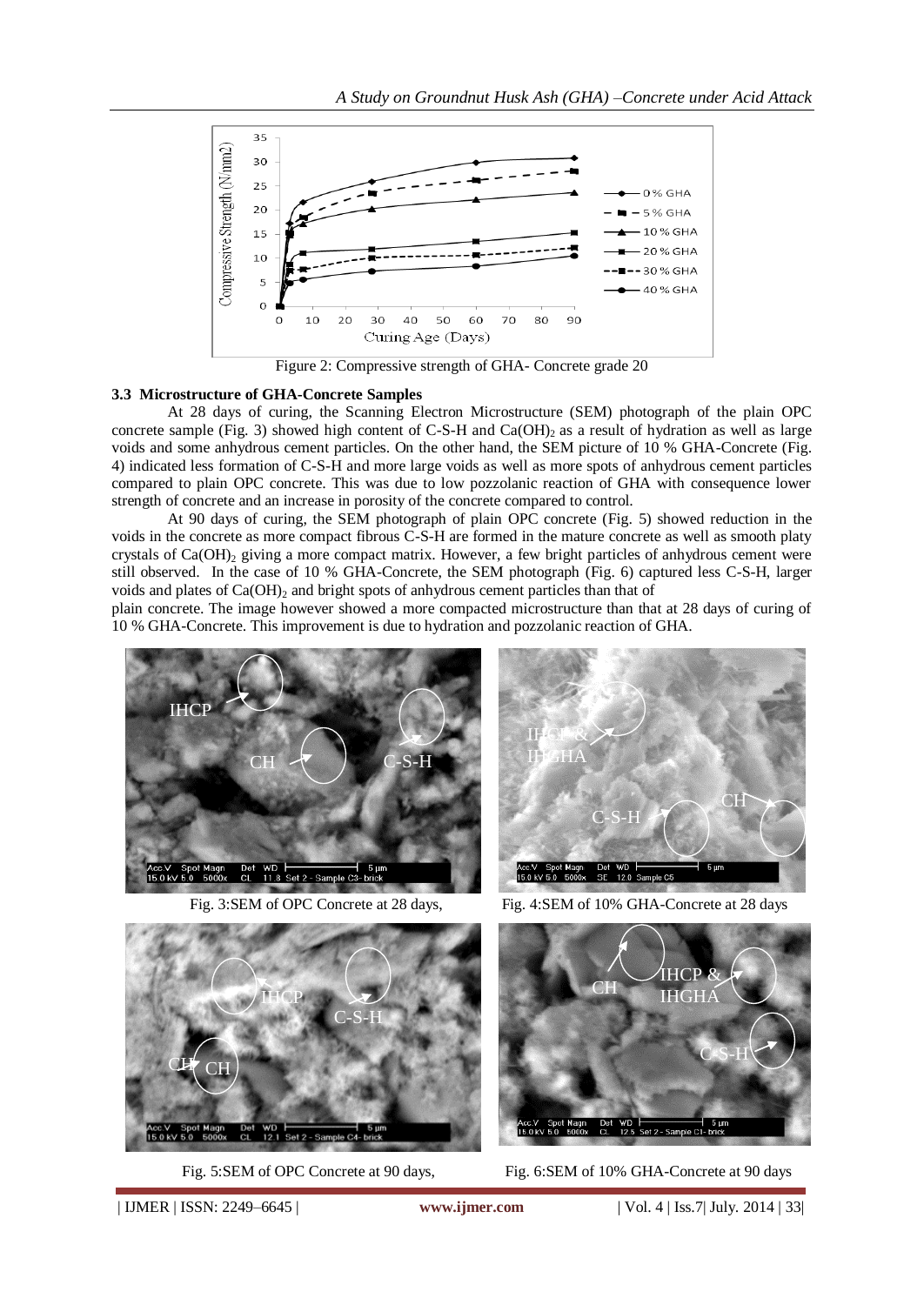Figure 2: Compressive strength of GHA- Concrete grade 20

### 3.3 Microstructure of GHA-Concrete Samples

At 28 days of curing, the Scanning Electron Microstructure (SEM) photograph of the plain OPC concrete sample (Fig. 3) showed high content of C-S-H and $Ca(OH)_2$ as a result of hydration as well as large voids and some anhydrous cement particles. On the other hand, the SEM picture of 10 % GHA-Concrete (Fig. 4) indicated less formation of C-S-H and more large voids as well as more spots of anhydrous cement particles compared to plain OPC concrete. This was due to low pozzolanic reaction of GHA with consequence lower strength of concrete and an increase in porosity of the concrete compared to control.

At 90 days of curing, the SEM photograph of plain OPC concrete (Fig. 5) showed reduction in the voids in the concrete as more compact fibrous C-S-H are formed in the mature concrete as well as smooth platy crystals of $Ca(OH)_2$ giving a more compact matrix. However, a few bright particles of anhydrous cement were still observed. In the case of 10 % GHA-Concrete, the SEM photograph (Fig. 6) captured less C-S-H, larger voids and plates of $Ca(OH)_2$ and bright spots of anhydrous cement particles than that of plain concrete. The image however showed a more compacted microstructure than that at 28 days of curing of 10 % GHA-Concrete. This improvement is due to hydration and pozzolanic reaction of GHA.

Fig. 3:SEM of OPC Concrete at 28 days,

Fig. 4:SEM of 10% GHA-Concrete at 28 days

Fig. 5:SEM of OPC Concrete at 90 days,

Fig. 6:SEM of 10% GHA-Concrete at 90 days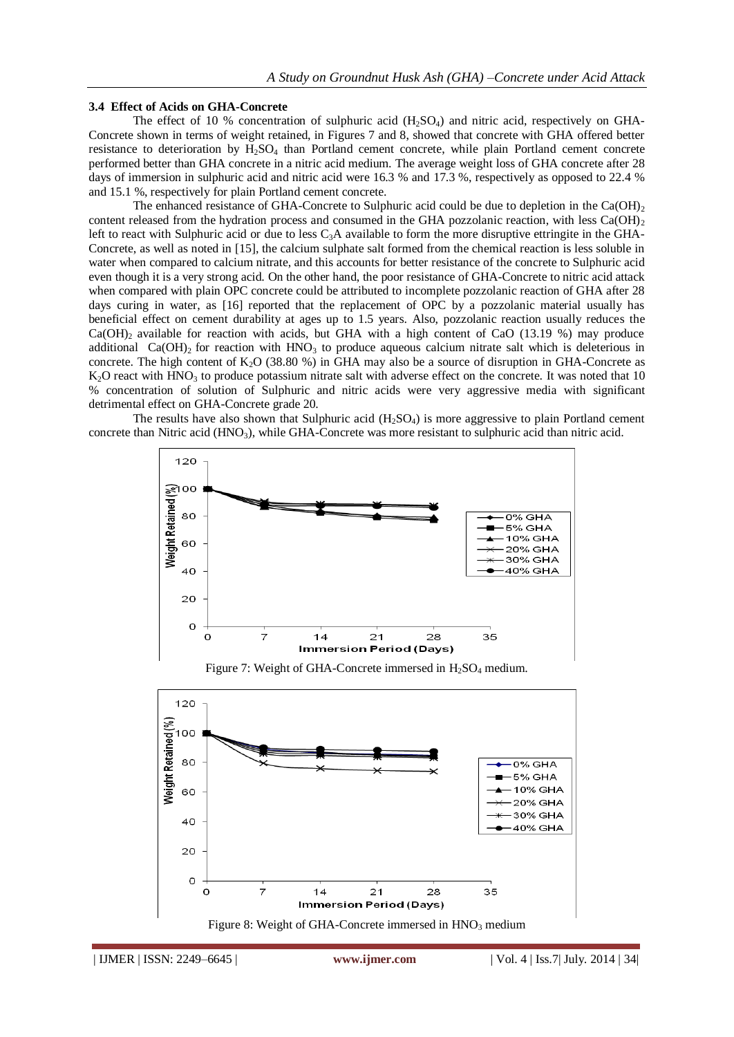### 3.4 Effect of Acids on GHA-Concrete

The effect of 10 % concentration of sulphuric acid ($H_2SO_4$) and nitric acid, respectively on GHA-Concrete shown in terms of weight retained, in Figures 7 and 8, showed that concrete with GHA offered better resistance to deterioration by $H_2SO_4$ than Portland cement concrete, while plain Portland cement concrete performed better than GHA concrete in a nitric acid medium. The average weight loss of GHA concrete after 28 days of immersion in sulphuric acid and nitric acid were 16.3 % and 17.3 %, respectively as opposed to 22.4 % and 15.1 %, respectively for plain Portland cement concrete.

The enhanced resistance of GHA-Concrete to Sulphuric acid could be due to depletion in the $Ca(OH)_2$ content released from the hydration process and consumed in the GHA pozzolanic reaction, with less $Ca(OH)_2$ left to react with Sulphuric acid or due to less $C_3A$ available to form the more disruptive ettringite in the GHA-Concrete, as well as noted in [15], the calcium sulphate salt formed from the chemical reaction is less soluble in water when compared to calcium nitrate, and this accounts for better resistance of the concrete to Sulphuric acid even though it is a very strong acid. On the other hand, the poor resistance of GHA-Concrete to nitric acid attack when compared with plain OPC concrete could be attributed to incomplete pozzolanic reaction of GHA after 28 days curing in water, as [16] reported that the replacement of OPC by a pozzolanic material usually has beneficial effect on cement durability at ages up to 1.5 years. Also, pozzolanic reaction usually reduces the $Ca(OH)_2$ available for reaction with acids, but GHA with a high content of CaO (13.19 %) may produce additional $Ca(OH)_2$ for reaction with $HNO_3$ to produce aqueous calcium nitrate salt which is deleterious in concrete. The high content of $K_2O$ (38.80 %) in GHA may also be a source of disruption in GHA-Concrete as $K_2O$ react with $HNO_3$ to produce potassium nitrate salt with adverse effect on the concrete. It was noted that 10 % concentration of solution of Sulphuric and nitric acids were very aggressive media with significant detrimental effect on GHA-Concrete grade 20.

The results have also shown that Sulphuric acid ($H_2SO_4$) is more aggressive to plain Portland cement concrete than Nitric acid ($HNO_3$), while GHA-Concrete was more resistant to sulphuric acid than nitric acid.

Figure 7: Weight of GHA-Concrete immersed in $H_2SO_4$ medium.

Figure 8: Weight of GHA-Concrete immersed in $HNO_3$ medium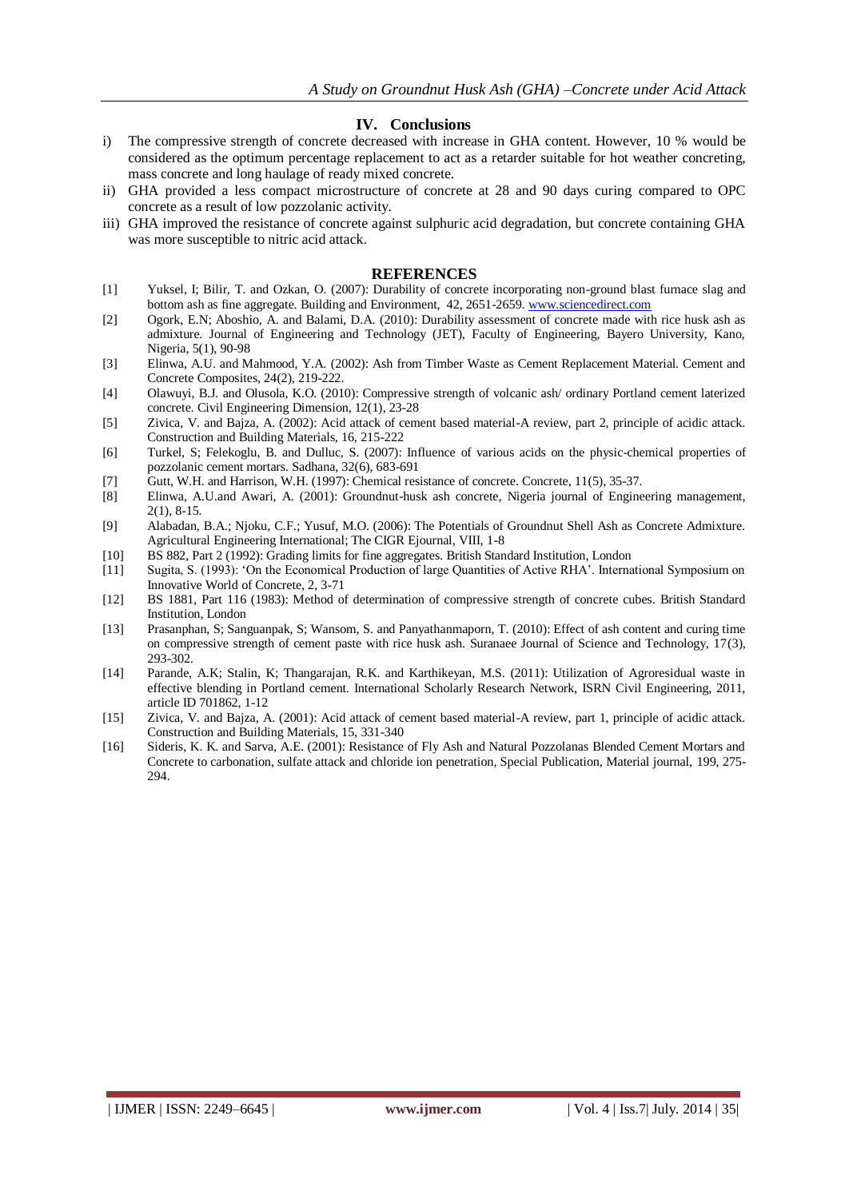## IV. Conclusions

i) The compressive strength of concrete decreased with increase in GHA content. However, 10 % would be considered as the optimum percentage replacement to act as a retarder suitable for hot weather concreting, mass concrete and long haulage of ready mixed concrete.

ii) GHA provided a less compact microstructure of concrete at 28 and 90 days curing compared to OPC concrete as a result of low pozzolanic activity.

iii) GHA improved the resistance of concrete against sulphuric acid degradation, but concrete containing GHA was more susceptible to nitric acid attack.

## REFERENCES

[1] Yuksel, I; Bilir, T. and Ozkan, O. (2007): Durability of concrete incorporating non-ground blast furnace slag and bottom ash as fine aggregate. Building and Environment, 42, 2651-2659. www.sciencedirect.com

[2] Ogork, E.N; Aboshio, A. and Balami, D.A. (2010): Durability assessment of concrete made with rice husk ash as admixture. Journal of Engineering and Technology (JET), Faculty of Engineering, Bayero University, Kano, Nigeria, 5(1), 90-98

[3] Elinwa, A.U. and Mahmood, Y.A. (2002): Ash from Timber Waste as Cement Replacement Material. Cement and Concrete Composites, 24(2), 219-222.

[4] Olawuyi, B.J. and Olusola, K.O. (2010): Compressive strength of volcanic ash/ ordinary Portland cement laterized concrete. Civil Engineering Dimension, 12(1), 23-28

[5] Zivica, V. and Bajza, A. (2002): Acid attack of cement based material-A review, part 2, principle of acidic attack. Construction and Building Materials, 16, 215-222

[6] Turkel, S; Felekoglu, B. and Dulluc, S. (2007): Influence of various acids on the physic-chemical properties of pozzolanic cement mortars. Sadhana, 32(6), 683-691

[7] Gutt, W.H. and Harrison, W.H. (1997): Chemical resistance of concrete. Concrete, 11(5), 35-37.

[8] Elinwa, A.U.and Awari, A. (2001): Groundnut-husk ash concrete, Nigeria journal of Engineering management, 2(1), 8-15.

[9] Alabadan, B.A.; Njoku, C.F.; Yusuf, M.O. (2006): The Potentials of Groundnut Shell Ash as Concrete Admixture. Agricultural Engineering International; The CIGR Ejournal, VIII, 1-8

[10] BS 882, Part 2 (1992): Grading limits for fine aggregates. British Standard Institution, London

[11] Sugita, S. (1993): 'On the Economical Production of large Quantities of Active RHA'. International Symposium on Innovative World of Concrete, 2, 3-71

[12] BS 1881, Part 116 (1983): Method of determination of compressive strength of concrete cubes. British Standard Institution, London

[13] Prasanphan, S; Sanguanpak, S; Wansom, S. and Panyathanmaporn, T. (2010): Effect of ash content and curing time on compressive strength of cement paste with rice husk ash. Suranaee Journal of Science and Technology, 17(3), 293-302.

[14] Parande, A.K; Stalin, K; Thangarajan, R.K. and Karthikeyan, M.S. (2011): Utilization of Agroresidual waste in effective blending in Portland cement. International Scholarly Research Network, ISRN Civil Engineering, 2011, article ID 701862, 1-12

[15] Zivica, V. and Bajza, A. (2001): Acid attack of cement based material-A review, part 1, principle of acidic attack. Construction and Building Materials, 15, 331-340

[16] Sideris, K. K. and Sarva, A.E. (2001): Resistance of Fly Ash and Natural Pozzolanas Blended Cement Mortars and Concrete to carbonation, sulfate attack and chloride ion penetration, Special Publication, Material journal, 199, 275-294.